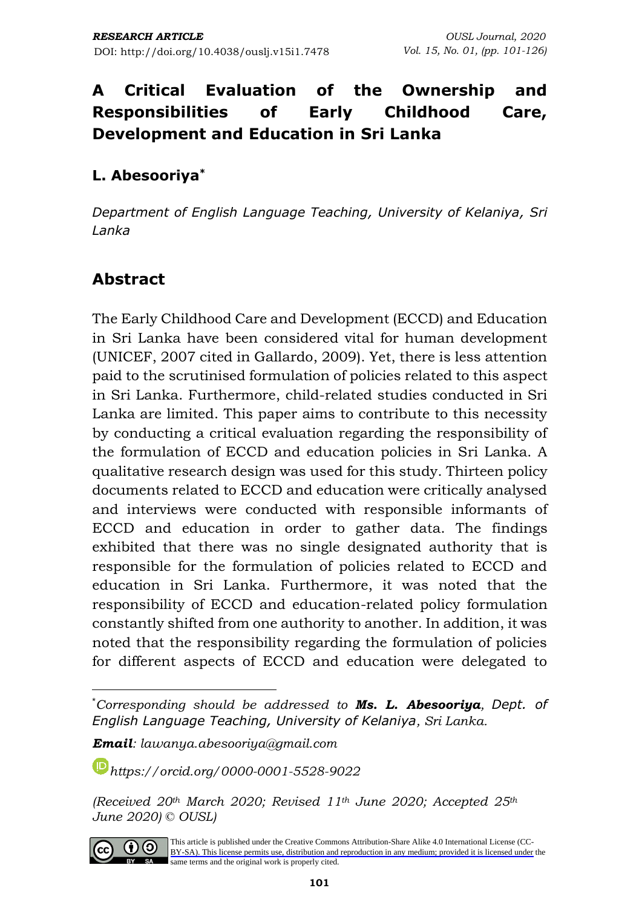RESEARCH ARTICLE

DOI: http://doi.org/10.4038/ouslj.v15i1.7478

# A Critical Evaluation of the Ownership and Responsibilities of Early Childhood Care, Development and Education in Sri Lanka

## L. Abesooriya*

*Department of English Language Teaching, University of Kelaniya, Sri Lanka*

## Abstract

The Early Childhood Care and Development (ECCD) and Education in Sri Lanka have been considered vital for human development (UNICEF, 2007 cited in Gallardo, 2009). Yet, there is less attention paid to the scrutinised formulation of policies related to this aspect in Sri Lanka. Furthermore, child-related studies conducted in Sri Lanka are limited. This paper aims to contribute to this necessity by conducting a critical evaluation regarding the responsibility of the formulation of ECCD and education policies in Sri Lanka. A qualitative research design was used for this study. Thirteen policy documents related to ECCD and education were critically analysed and interviews were conducted with responsible informants of ECCD and education in order to gather data. The findings exhibited that there was no single designated authority that is responsible for the formulation of policies related to ECCD and education in Sri Lanka. Furthermore, it was noted that the responsibility of ECCD and education-related policy formulation constantly shifted from one authority to another. In addition, it was noted that the responsibility regarding the formulation of policies for different aspects of ECCD and education were delegated to

---

*Corresponding should be addressed to **Ms. L. Abesooriya**, Dept. of English Language Teaching, University of Kelaniya, Sri Lanka.

***Email**: lawanya.abesooriya@gmail.com*

*https://orcid.org/0000-0001-5528-9022*

*(Received 20th March 2020; Revised 11th June 2020; Accepted 25th June 2020) © OUSL)*

This article is published under the Creative Commons Attribution-Share Alike 4.0 International License (CC-BY-SA). This license permits use, distribution and reproduction in any medium; provided it is licensed under the same terms and the original work is properly cited.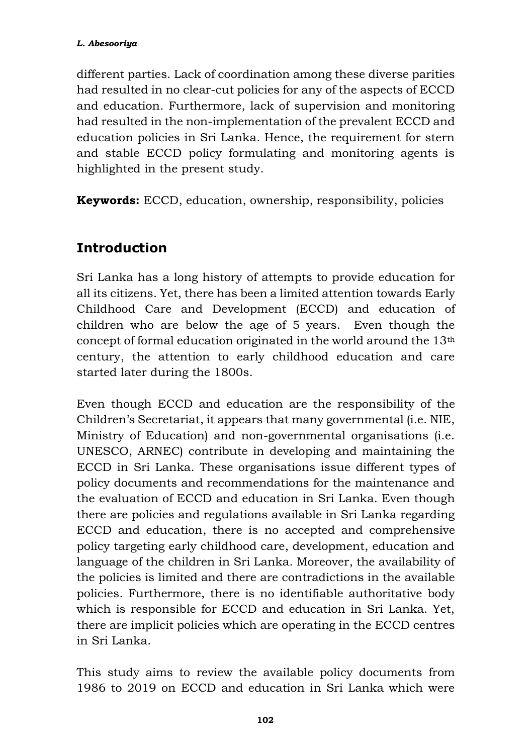different parties. Lack of coordination among these diverse parities had resulted in no clear-cut policies for any of the aspects of ECCD and education. Furthermore, lack of supervision and monitoring had resulted in the non-implementation of the prevalent ECCD and education policies in Sri Lanka. Hence, the requirement for stern and stable ECCD policy formulating and monitoring agents is highlighted in the present study.

**Keywords:** ECCD, education, ownership, responsibility, policies

## Introduction

Sri Lanka has a long history of attempts to provide education for all its citizens. Yet, there has been a limited attention towards Early Childhood Care and Development (ECCD) and education of children who are below the age of 5 years. Even though the concept of formal education originated in the world around the 13th century, the attention to early childhood education and care started later during the 1800s.

Even though ECCD and education are the responsibility of the Children's Secretariat, it appears that many governmental (i.e. NIE, Ministry of Education) and non-governmental organisations (i.e. UNESCO, ARNEC) contribute in developing and maintaining the ECCD in Sri Lanka. These organisations issue different types of policy documents and recommendations for the maintenance and the evaluation of ECCD and education in Sri Lanka. Even though there are policies and regulations available in Sri Lanka regarding ECCD and education, there is no accepted and comprehensive policy targeting early childhood care, development, education and language of the children in Sri Lanka. Moreover, the availability of the policies is limited and there are contradictions in the available policies. Furthermore, there is no identifiable authoritative body which is responsible for ECCD and education in Sri Lanka. Yet, there are implicit policies which are operating in the ECCD centres in Sri Lanka.

This study aims to review the available policy documents from 1986 to 2019 on ECCD and education in Sri Lanka which were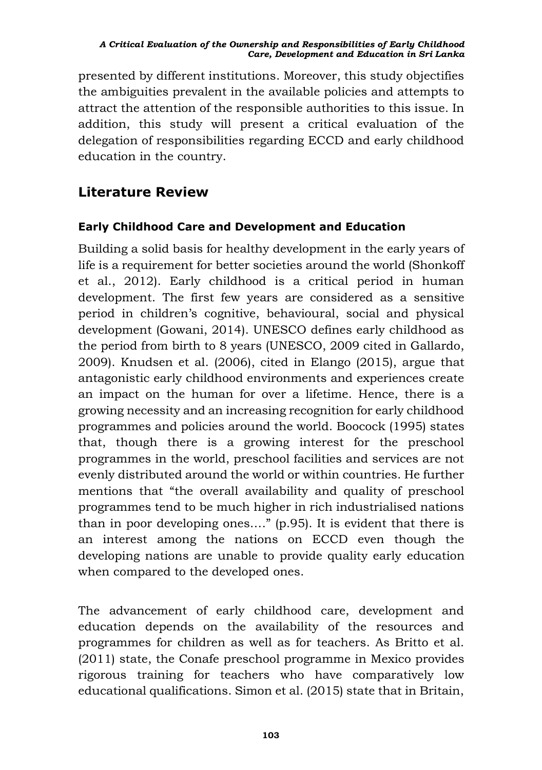presented by different institutions. Moreover, this study objectifies the ambiguities prevalent in the available policies and attempts to attract the attention of the responsible authorities to this issue. In addition, this study will present a critical evaluation of the delegation of responsibilities regarding ECCD and early childhood education in the country.

## Literature Review

### Early Childhood Care and Development and Education

Building a solid basis for healthy development in the early years of life is a requirement for better societies around the world (Shonkoff et al., 2012). Early childhood is a critical period in human development. The first few years are considered as a sensitive period in children's cognitive, behavioural, social and physical development (Gowani, 2014). UNESCO defines early childhood as the period from birth to 8 years (UNESCO, 2009 cited in Gallardo, 2009). Knudsen et al. (2006), cited in Elango (2015), argue that antagonistic early childhood environments and experiences create an impact on the human for over a lifetime. Hence, there is a growing necessity and an increasing recognition for early childhood programmes and policies around the world. Boocock (1995) states that, though there is a growing interest for the preschool programmes in the world, preschool facilities and services are not evenly distributed around the world or within countries. He further mentions that "the overall availability and quality of preschool programmes tend to be much higher in rich industrialised nations than in poor developing ones…." (p.95). It is evident that there is an interest among the nations on ECCD even though the developing nations are unable to provide quality early education when compared to the developed ones.

The advancement of early childhood care, development and education depends on the availability of the resources and programmes for children as well as for teachers. As Britto et al. (2011) state, the Conafe preschool programme in Mexico provides rigorous training for teachers who have comparatively low educational qualifications. Simon et al. (2015) state that in Britain,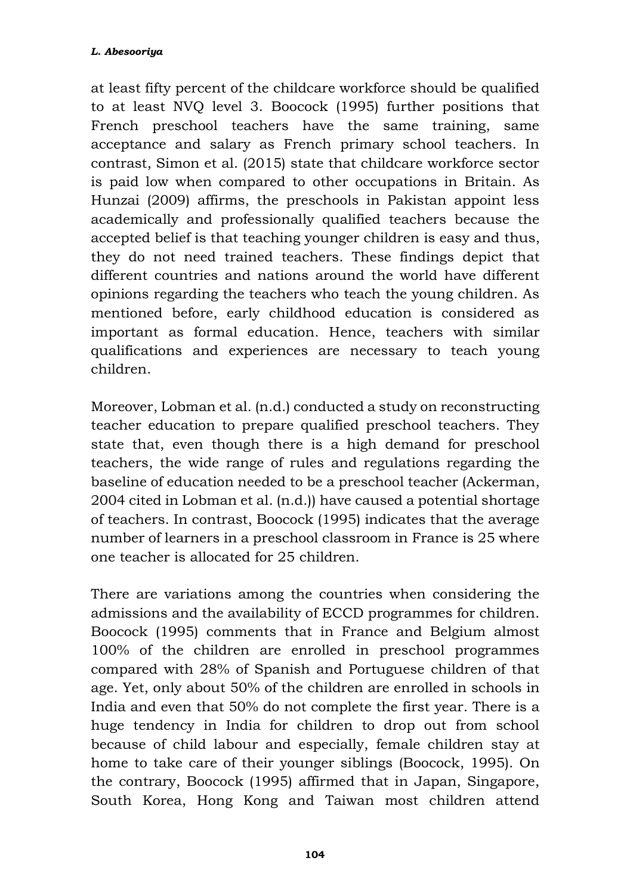at least fifty percent of the childcare workforce should be qualified to at least NVQ level 3. Boocock (1995) further positions that French preschool teachers have the same training, same acceptance and salary as French primary school teachers. In contrast, Simon et al. (2015) state that childcare workforce sector is paid low when compared to other occupations in Britain. As Hunzai (2009) affirms, the preschools in Pakistan appoint less academically and professionally qualified teachers because the accepted belief is that teaching younger children is easy and thus, they do not need trained teachers. These findings depict that different countries and nations around the world have different opinions regarding the teachers who teach the young children. As mentioned before, early childhood education is considered as important as formal education. Hence, teachers with similar qualifications and experiences are necessary to teach young children.

Moreover, Lobman et al. (n.d.) conducted a study on reconstructing teacher education to prepare qualified preschool teachers. They state that, even though there is a high demand for preschool teachers, the wide range of rules and regulations regarding the baseline of education needed to be a preschool teacher (Ackerman, 2004 cited in Lobman et al. (n.d.)) have caused a potential shortage of teachers. In contrast, Boocock (1995) indicates that the average number of learners in a preschool classroom in France is 25 where one teacher is allocated for 25 children.

There are variations among the countries when considering the admissions and the availability of ECCD programmes for children. Boocock (1995) comments that in France and Belgium almost 100% of the children are enrolled in preschool programmes compared with 28% of Spanish and Portuguese children of that age. Yet, only about 50% of the children are enrolled in schools in India and even that 50% do not complete the first year. There is a huge tendency in India for children to drop out from school because of child labour and especially, female children stay at home to take care of their younger siblings (Boocock, 1995). On the contrary, Boocock (1995) affirmed that in Japan, Singapore, South Korea, Hong Kong and Taiwan most children attend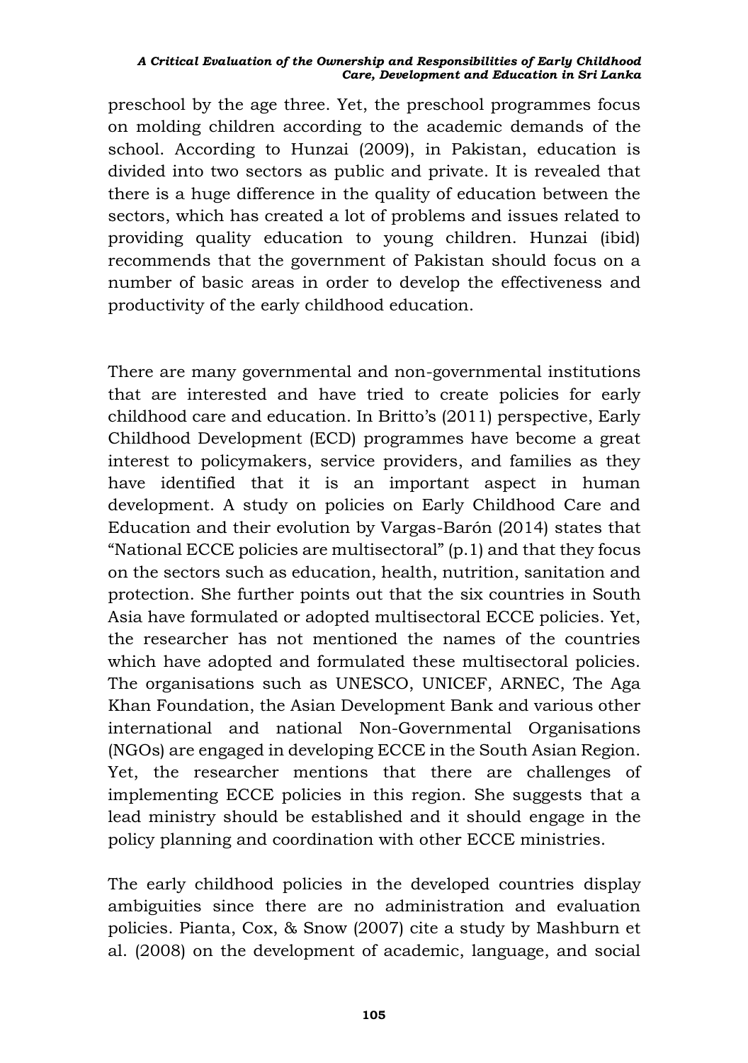preschool by the age three. Yet, the preschool programmes focus on molding children according to the academic demands of the school. According to Hunzai (2009), in Pakistan, education is divided into two sectors as public and private. It is revealed that there is a huge difference in the quality of education between the sectors, which has created a lot of problems and issues related to providing quality education to young children. Hunzai (ibid) recommends that the government of Pakistan should focus on a number of basic areas in order to develop the effectiveness and productivity of the early childhood education.

There are many governmental and non-governmental institutions that are interested and have tried to create policies for early childhood care and education. In Britto's (2011) perspective, Early Childhood Development (ECD) programmes have become a great interest to policymakers, service providers, and families as they have identified that it is an important aspect in human development. A study on policies on Early Childhood Care and Education and their evolution by Vargas-Barón (2014) states that "National ECCE policies are multisectoral" (p.1) and that they focus on the sectors such as education, health, nutrition, sanitation and protection. She further points out that the six countries in South Asia have formulated or adopted multisectoral ECCE policies. Yet, the researcher has not mentioned the names of the countries which have adopted and formulated these multisectoral policies. The organisations such as UNESCO, UNICEF, ARNEC, The Aga Khan Foundation, the Asian Development Bank and various other international and national Non-Governmental Organisations (NGOs) are engaged in developing ECCE in the South Asian Region. Yet, the researcher mentions that there are challenges of implementing ECCE policies in this region. She suggests that a lead ministry should be established and it should engage in the policy planning and coordination with other ECCE ministries.

The early childhood policies in the developed countries display ambiguities since there are no administration and evaluation policies. Pianta, Cox, & Snow (2007) cite a study by Mashburn et al. (2008) on the development of academic, language, and social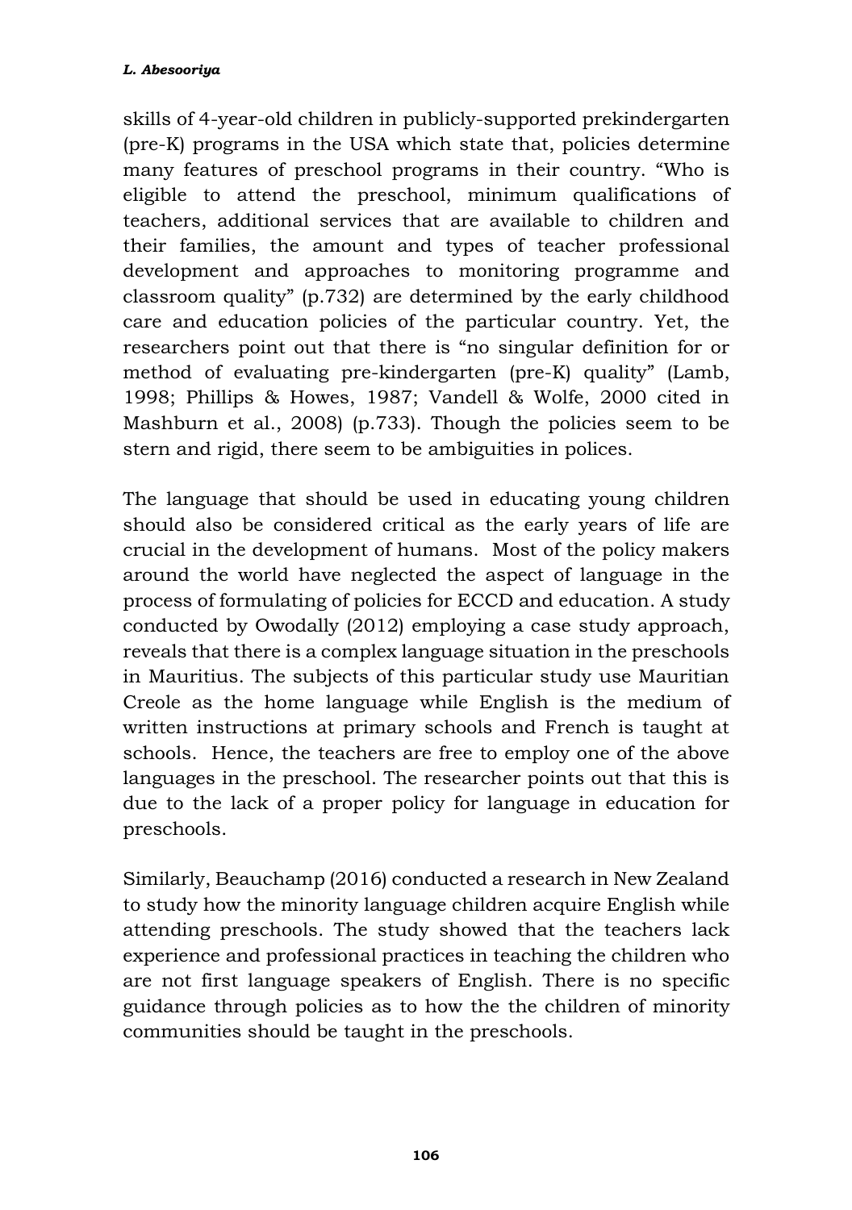skills of 4-year-old children in publicly-supported prekindergarten (pre-K) programs in the USA which state that, policies determine many features of preschool programs in their country. "Who is eligible to attend the preschool, minimum qualifications of teachers, additional services that are available to children and their families, the amount and types of teacher professional development and approaches to monitoring programme and classroom quality" (p.732) are determined by the early childhood care and education policies of the particular country. Yet, the researchers point out that there is "no singular definition for or method of evaluating pre-kindergarten (pre-K) quality" (Lamb, 1998; Phillips & Howes, 1987; Vandell & Wolfe, 2000 cited in Mashburn et al., 2008) (p.733). Though the policies seem to be stern and rigid, there seem to be ambiguities in polices.

The language that should be used in educating young children should also be considered critical as the early years of life are crucial in the development of humans. Most of the policy makers around the world have neglected the aspect of language in the process of formulating of policies for ECCD and education. A study conducted by Owodally (2012) employing a case study approach, reveals that there is a complex language situation in the preschools in Mauritius. The subjects of this particular study use Mauritian Creole as the home language while English is the medium of written instructions at primary schools and French is taught at schools. Hence, the teachers are free to employ one of the above languages in the preschool. The researcher points out that this is due to the lack of a proper policy for language in education for preschools.

Similarly, Beauchamp (2016) conducted a research in New Zealand to study how the minority language children acquire English while attending preschools. The study showed that the teachers lack experience and professional practices in teaching the children who are not first language speakers of English. There is no specific guidance through policies as to how the the children of minority communities should be taught in the preschools.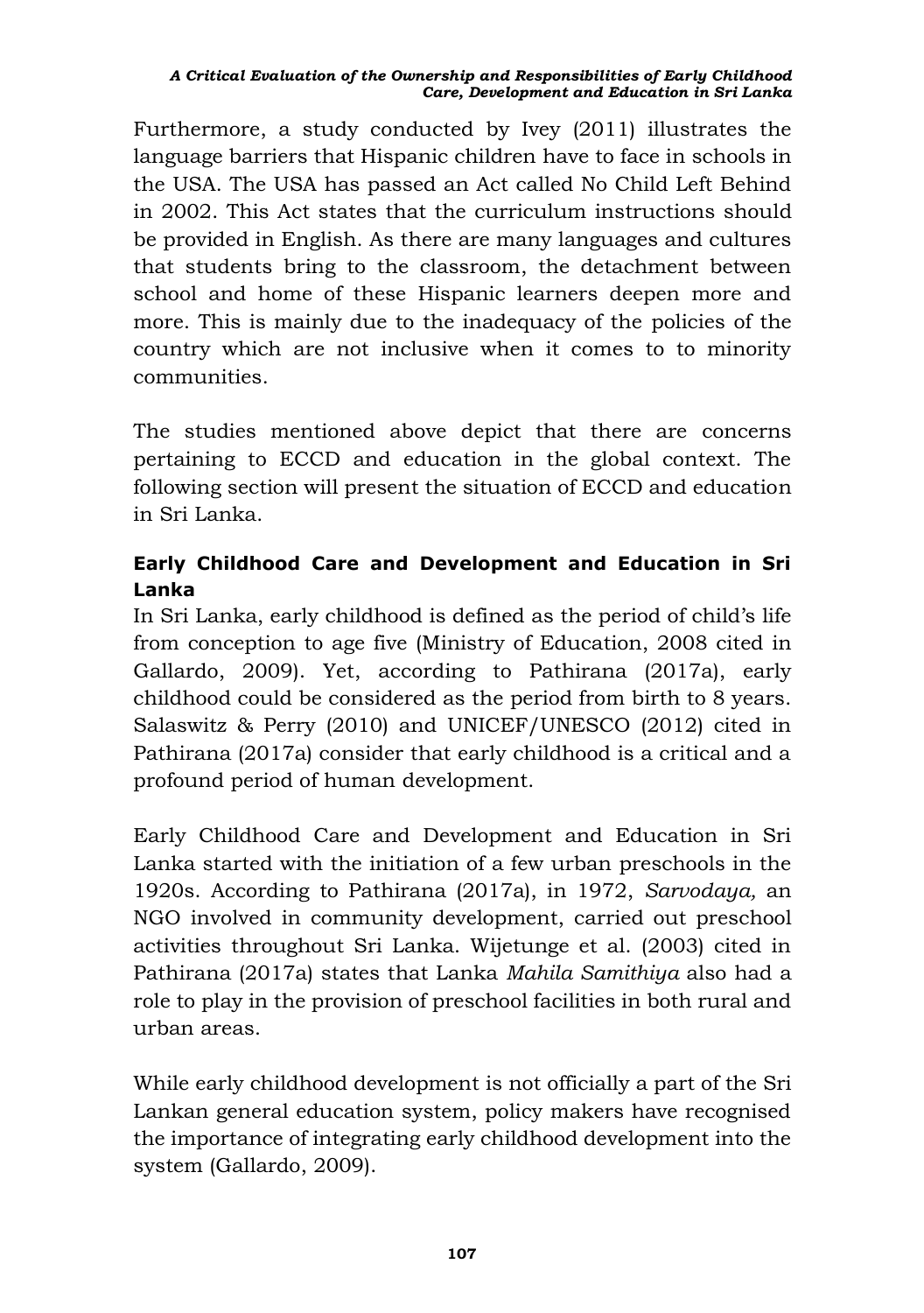Furthermore, a study conducted by Ivey (2011) illustrates the language barriers that Hispanic children have to face in schools in the USA. The USA has passed an Act called No Child Left Behind in 2002. This Act states that the curriculum instructions should be provided in English. As there are many languages and cultures that students bring to the classroom, the detachment between school and home of these Hispanic learners deepen more and more. This is mainly due to the inadequacy of the policies of the country which are not inclusive when it comes to to minority communities.

The studies mentioned above depict that there are concerns pertaining to ECCD and education in the global context. The following section will present the situation of ECCD and education in Sri Lanka.

## Early Childhood Care and Development and Education in Sri Lanka

In Sri Lanka, early childhood is defined as the period of child's life from conception to age five (Ministry of Education, 2008 cited in Gallardo, 2009). Yet, according to Pathirana (2017a), early childhood could be considered as the period from birth to 8 years. Salaswitz & Perry (2010) and UNICEF/UNESCO (2012) cited in Pathirana (2017a) consider that early childhood is a critical and a profound period of human development.

Early Childhood Care and Development and Education in Sri Lanka started with the initiation of a few urban preschools in the 1920s. According to Pathirana (2017a), in 1972, *Sarvodaya,* an NGO involved in community development, carried out preschool activities throughout Sri Lanka. Wijetunge et al. (2003) cited in Pathirana (2017a) states that Lanka *Mahila Samithiya* also had a role to play in the provision of preschool facilities in both rural and urban areas.

While early childhood development is not officially a part of the Sri Lankan general education system, policy makers have recognised the importance of integrating early childhood development into the system (Gallardo, 2009).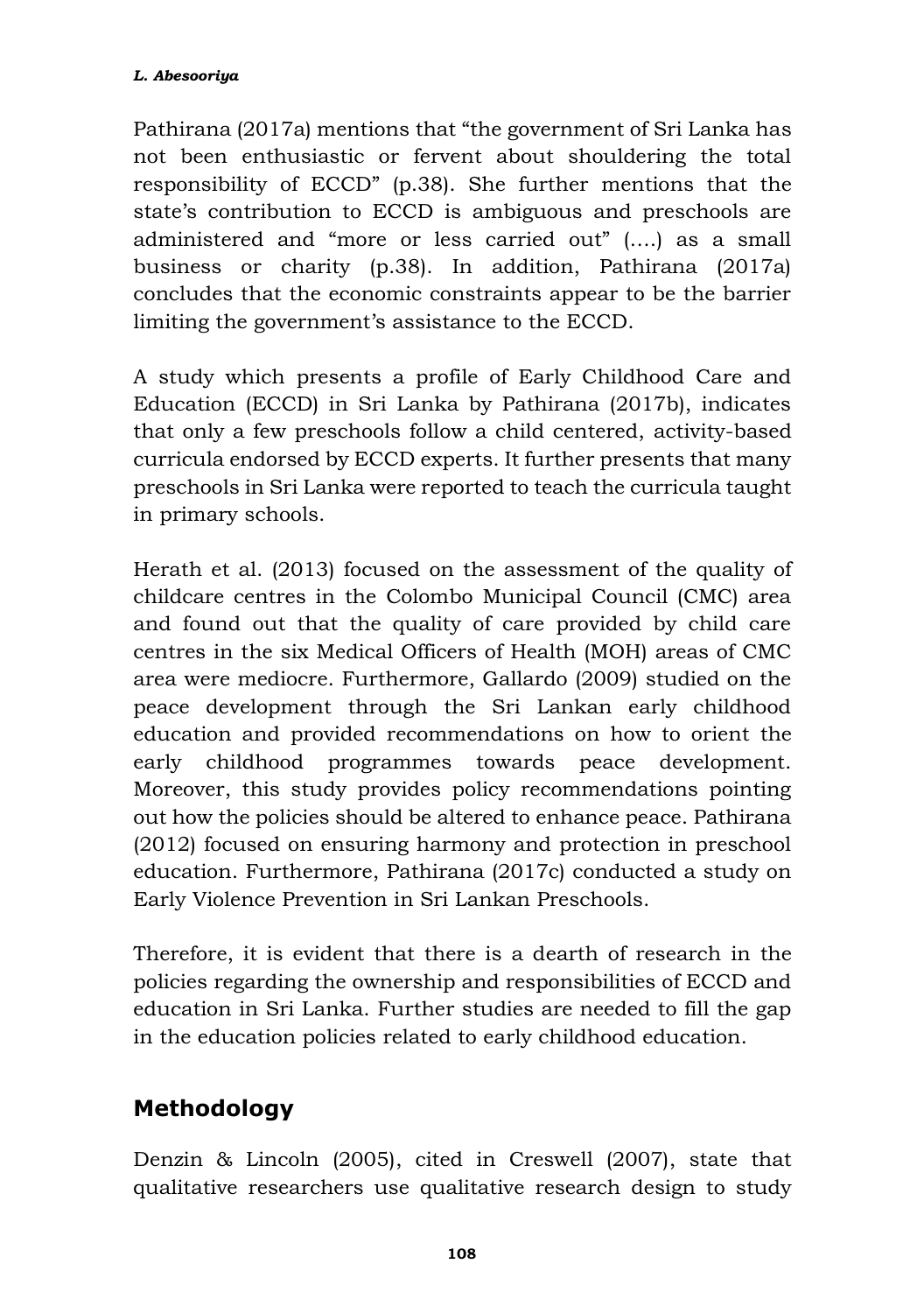Pathirana (2017a) mentions that "the government of Sri Lanka has not been enthusiastic or fervent about shouldering the total responsibility of ECCD" (p.38). She further mentions that the state's contribution to ECCD is ambiguous and preschools are administered and "more or less carried out" (….) as a small business or charity (p.38). In addition, Pathirana (2017a) concludes that the economic constraints appear to be the barrier limiting the government's assistance to the ECCD.

A study which presents a profile of Early Childhood Care and Education (ECCD) in Sri Lanka by Pathirana (2017b), indicates that only a few preschools follow a child centered, activity-based curricula endorsed by ECCD experts. It further presents that many preschools in Sri Lanka were reported to teach the curricula taught in primary schools.

Herath et al. (2013) focused on the assessment of the quality of childcare centres in the Colombo Municipal Council (CMC) area and found out that the quality of care provided by child care centres in the six Medical Officers of Health (MOH) areas of CMC area were mediocre. Furthermore, Gallardo (2009) studied on the peace development through the Sri Lankan early childhood education and provided recommendations on how to orient the early childhood programmes towards peace development. Moreover, this study provides policy recommendations pointing out how the policies should be altered to enhance peace. Pathirana (2012) focused on ensuring harmony and protection in preschool education. Furthermore, Pathirana (2017c) conducted a study on Early Violence Prevention in Sri Lankan Preschools.

Therefore, it is evident that there is a dearth of research in the policies regarding the ownership and responsibilities of ECCD and education in Sri Lanka. Further studies are needed to fill the gap in the education policies related to early childhood education.

## Methodology

Denzin & Lincoln (2005), cited in Creswell (2007), state that qualitative researchers use qualitative research design to study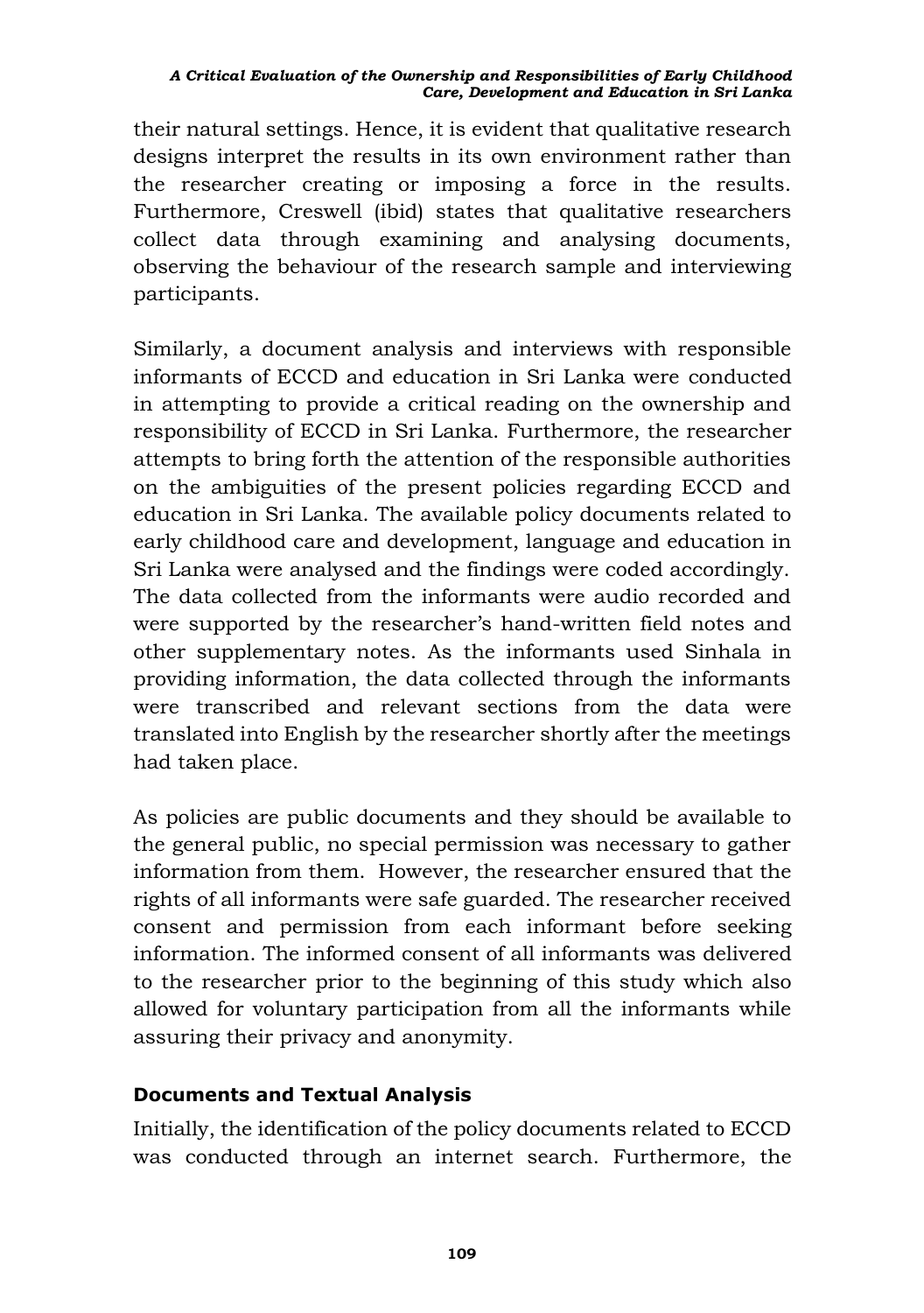their natural settings. Hence, it is evident that qualitative research designs interpret the results in its own environment rather than the researcher creating or imposing a force in the results. Furthermore, Creswell (ibid) states that qualitative researchers collect data through examining and analysing documents, observing the behaviour of the research sample and interviewing participants.

Similarly, a document analysis and interviews with responsible informants of ECCD and education in Sri Lanka were conducted in attempting to provide a critical reading on the ownership and responsibility of ECCD in Sri Lanka. Furthermore, the researcher attempts to bring forth the attention of the responsible authorities on the ambiguities of the present policies regarding ECCD and education in Sri Lanka. The available policy documents related to early childhood care and development, language and education in Sri Lanka were analysed and the findings were coded accordingly. The data collected from the informants were audio recorded and were supported by the researcher's hand-written field notes and other supplementary notes. As the informants used Sinhala in providing information, the data collected through the informants were transcribed and relevant sections from the data were translated into English by the researcher shortly after the meetings had taken place.

As policies are public documents and they should be available to the general public, no special permission was necessary to gather information from them. However, the researcher ensured that the rights of all informants were safe guarded. The researcher received consent and permission from each informant before seeking information. The informed consent of all informants was delivered to the researcher prior to the beginning of this study which also allowed for voluntary participation from all the informants while assuring their privacy and anonymity.

## Documents and Textual Analysis

Initially, the identification of the policy documents related to ECCD was conducted through an internet search. Furthermore, the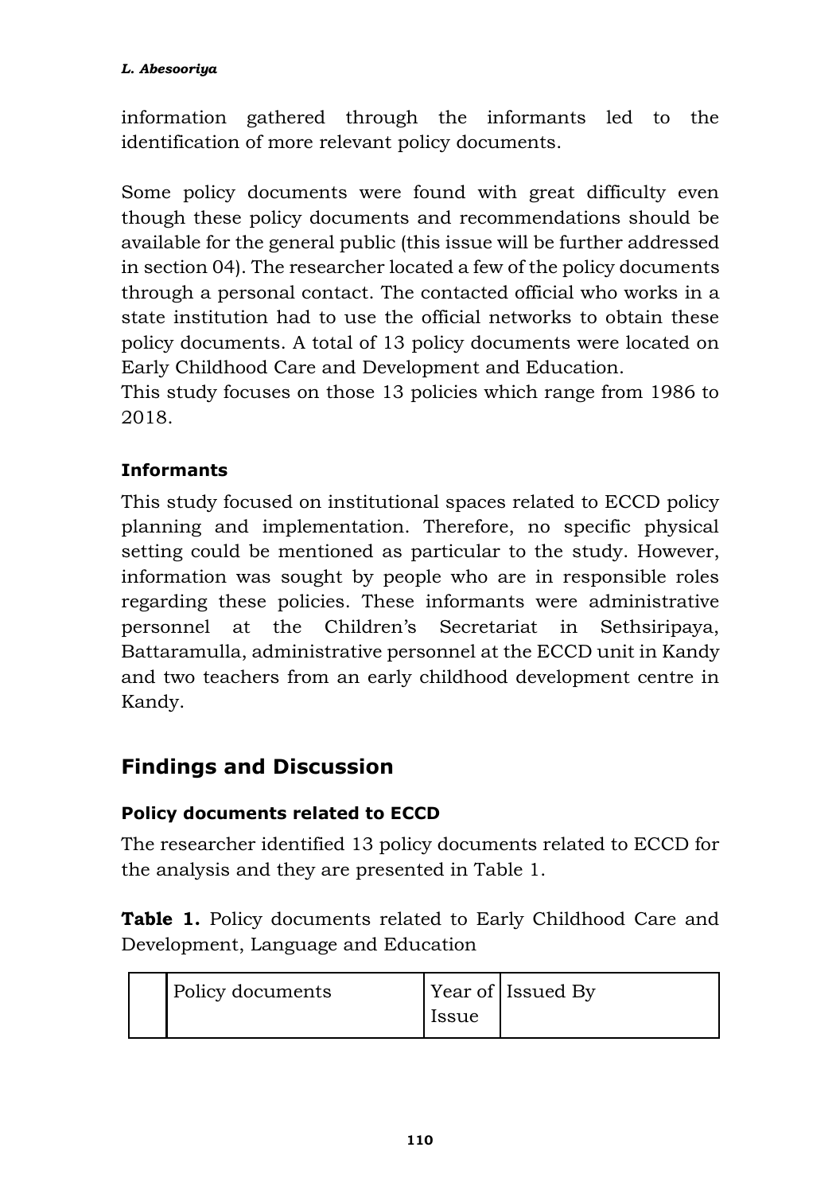information gathered through the informants led to the identification of more relevant policy documents.

Some policy documents were found with great difficulty even though these policy documents and recommendations should be available for the general public (this issue will be further addressed in section 04). The researcher located a few of the policy documents through a personal contact. The contacted official who works in a state institution had to use the official networks to obtain these policy documents. A total of 13 policy documents were located on Early Childhood Care and Development and Education.
This study focuses on those 13 policies which range from 1986 to 2018.

### Informants

This study focused on institutional spaces related to ECCD policy planning and implementation. Therefore, no specific physical setting could be mentioned as particular to the study. However, information was sought by people who are in responsible roles regarding these policies. These informants were administrative personnel at the Children's Secretariat in Sethsiripaya, Battaramulla, administrative personnel at the ECCD unit in Kandy and two teachers from an early childhood development centre in Kandy.

## Findings and Discussion

### Policy documents related to ECCD

The researcher identified 13 policy documents related to ECCD for the analysis and they are presented in Table 1.

**Table 1.** Policy documents related to Early Childhood Care and Development, Language and Education

| | Policy documents | Year of Issue | Issued By |
|---|---|---|---|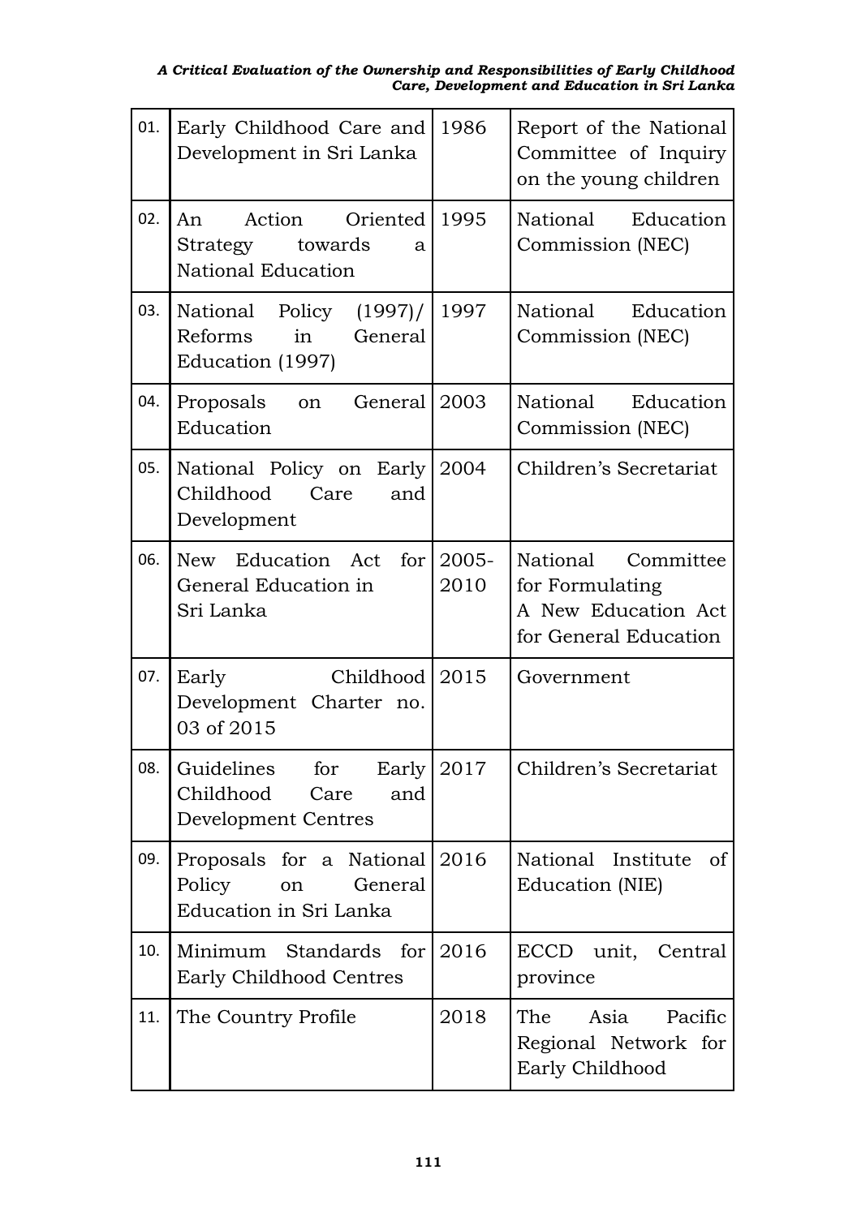| 01. | Early Childhood Care and Development in Sri Lanka | 1986 | Report of the National Committee of Inquiry on the young children |
|---|---|---|---|
| 02. | An Action Oriented Strategy towards a National Education | 1995 | National Education Commission (NEC) |
| 03. | National Policy (1997)/ Reforms in General Education (1997) | 1997 | National Education Commission (NEC) |
| 04. | Proposals on General Education | 2003 | National Education Commission (NEC) |
| 05. | National Policy on Early Childhood Care and Development | 2004 | Children's Secretariat |
| 06. | New Education Act for General Education in Sri Lanka | 2005-2010 | National Committee for Formulating A New Education Act for General Education |
| 07. | Early Childhood Development Charter no. 03 of 2015 | 2015 | Government |
| 08. | Guidelines for Early Childhood Care and Development Centres | 2017 | Children's Secretariat |
| 09. | Proposals for a National Policy on General Education in Sri Lanka | 2016 | National Institute of Education (NIE) |
| 10. | Minimum Standards for Early Childhood Centres | 2016 | ECCD unit, Central province |
| 11. | The Country Profile | 2018 | The Asia Pacific Regional Network for Early Childhood |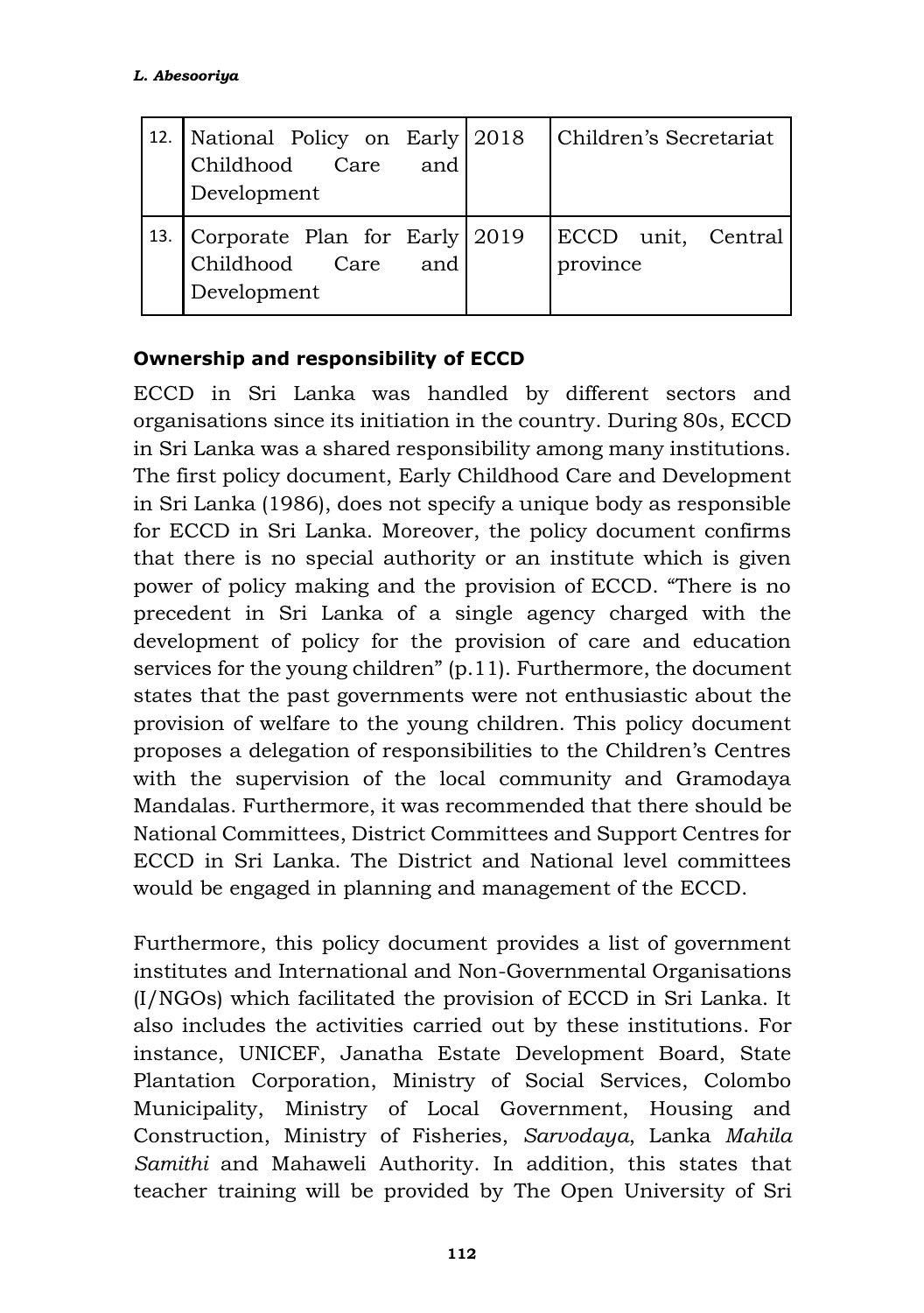| 12. | National Policy on Early Childhood Care and Development | 2018 | Children's Secretariat |
|---|---|---|---|
| 13. | Corporate Plan for Early Childhood Care and Development | 2019 | ECCD unit, Central province |

**Ownership and responsibility of ECCD**

ECCD in Sri Lanka was handled by different sectors and organisations since its initiation in the country. During 80s, ECCD in Sri Lanka was a shared responsibility among many institutions. The first policy document, Early Childhood Care and Development in Sri Lanka (1986), does not specify a unique body as responsible for ECCD in Sri Lanka. Moreover, the policy document confirms that there is no special authority or an institute which is given power of policy making and the provision of ECCD. "There is no precedent in Sri Lanka of a single agency charged with the development of policy for the provision of care and education services for the young children" (p.11). Furthermore, the document states that the past governments were not enthusiastic about the provision of welfare to the young children. This policy document proposes a delegation of responsibilities to the Children's Centres with the supervision of the local community and Gramodaya Mandalas. Furthermore, it was recommended that there should be National Committees, District Committees and Support Centres for ECCD in Sri Lanka. The District and National level committees would be engaged in planning and management of the ECCD.

Furthermore, this policy document provides a list of government institutes and International and Non-Governmental Organisations (I/NGOs) which facilitated the provision of ECCD in Sri Lanka. It also includes the activities carried out by these institutions. For instance, UNICEF, Janatha Estate Development Board, State Plantation Corporation, Ministry of Social Services, Colombo Municipality, Ministry of Local Government, Housing and Construction, Ministry of Fisheries, *Sarvodaya*, Lanka *Mahila Samithi* and Mahaweli Authority. In addition, this states that teacher training will be provided by The Open University of Sri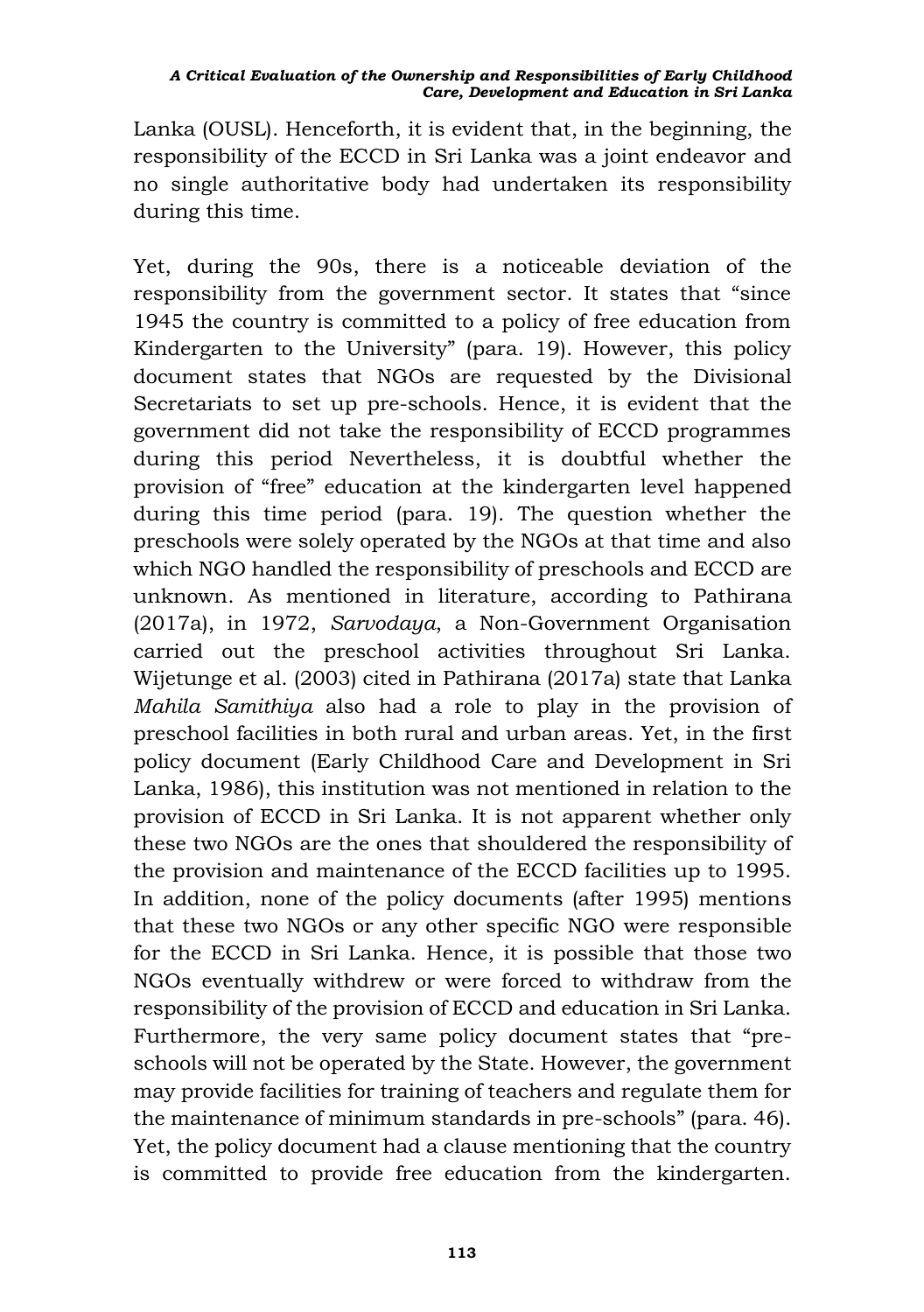Lanka (OUSL). Henceforth, it is evident that, in the beginning, the responsibility of the ECCD in Sri Lanka was a joint endeavor and no single authoritative body had undertaken its responsibility during this time.

Yet, during the 90s, there is a noticeable deviation of the responsibility from the government sector. It states that "since 1945 the country is committed to a policy of free education from Kindergarten to the University" (para. 19). However, this policy document states that NGOs are requested by the Divisional Secretariats to set up pre-schools. Hence, it is evident that the government did not take the responsibility of ECCD programmes during this period Nevertheless, it is doubtful whether the provision of "free" education at the kindergarten level happened during this time period (para. 19). The question whether the preschools were solely operated by the NGOs at that time and also which NGO handled the responsibility of preschools and ECCD are unknown. As mentioned in literature, according to Pathirana (2017a), in 1972, *Sarvodaya*, a Non-Government Organisation carried out the preschool activities throughout Sri Lanka. Wijetunge et al. (2003) cited in Pathirana (2017a) state that Lanka *Mahila Samithiya* also had a role to play in the provision of preschool facilities in both rural and urban areas. Yet, in the first policy document (Early Childhood Care and Development in Sri Lanka, 1986), this institution was not mentioned in relation to the provision of ECCD in Sri Lanka. It is not apparent whether only these two NGOs are the ones that shouldered the responsibility of the provision and maintenance of the ECCD facilities up to 1995. In addition, none of the policy documents (after 1995) mentions that these two NGOs or any other specific NGO were responsible for the ECCD in Sri Lanka. Hence, it is possible that those two NGOs eventually withdrew or were forced to withdraw from the responsibility of the provision of ECCD and education in Sri Lanka. Furthermore, the very same policy document states that "pre-schools will not be operated by the State. However, the government may provide facilities for training of teachers and regulate them for the maintenance of minimum standards in pre-schools" (para. 46). Yet, the policy document had a clause mentioning that the country is committed to provide free education from the kindergarten.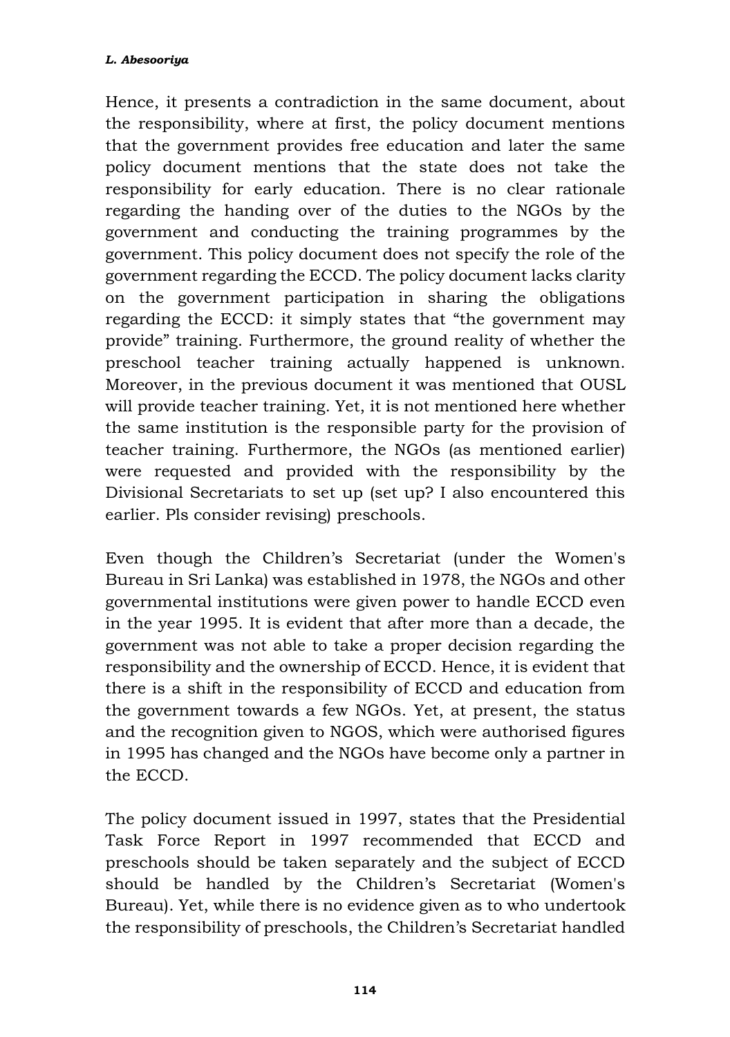Hence, it presents a contradiction in the same document, about the responsibility, where at first, the policy document mentions that the government provides free education and later the same policy document mentions that the state does not take the responsibility for early education. There is no clear rationale regarding the handing over of the duties to the NGOs by the government and conducting the training programmes by the government. This policy document does not specify the role of the government regarding the ECCD. The policy document lacks clarity on the government participation in sharing the obligations regarding the ECCD: it simply states that "the government may provide" training. Furthermore, the ground reality of whether the preschool teacher training actually happened is unknown. Moreover, in the previous document it was mentioned that OUSL will provide teacher training. Yet, it is not mentioned here whether the same institution is the responsible party for the provision of teacher training. Furthermore, the NGOs (as mentioned earlier) were requested and provided with the responsibility by the Divisional Secretariats to set up (set up? I also encountered this earlier. Pls consider revising) preschools.

Even though the Children's Secretariat (under the Women's Bureau in Sri Lanka) was established in 1978, the NGOs and other governmental institutions were given power to handle ECCD even in the year 1995. It is evident that after more than a decade, the government was not able to take a proper decision regarding the responsibility and the ownership of ECCD. Hence, it is evident that there is a shift in the responsibility of ECCD and education from the government towards a few NGOs. Yet, at present, the status and the recognition given to NGOS, which were authorised figures in 1995 has changed and the NGOs have become only a partner in the ECCD.

The policy document issued in 1997, states that the Presidential Task Force Report in 1997 recommended that ECCD and preschools should be taken separately and the subject of ECCD should be handled by the Children's Secretariat (Women's Bureau). Yet, while there is no evidence given as to who undertook the responsibility of preschools, the Children's Secretariat handled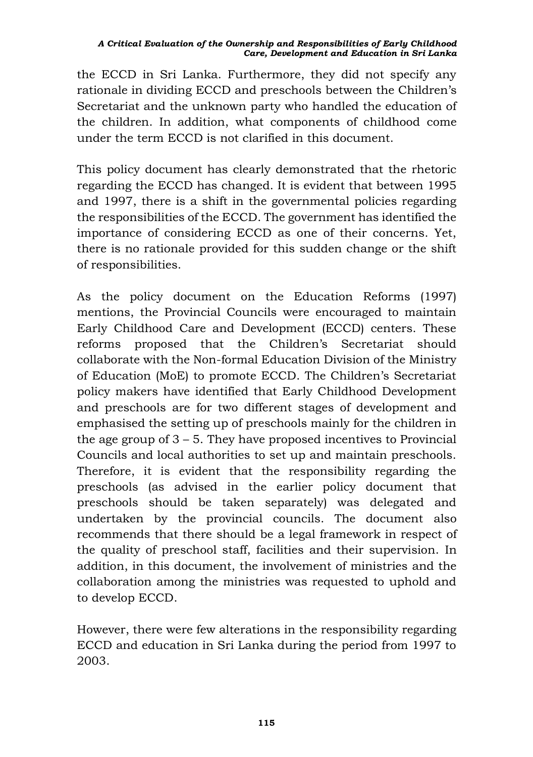the ECCD in Sri Lanka. Furthermore, they did not specify any rationale in dividing ECCD and preschools between the Children's Secretariat and the unknown party who handled the education of the children. In addition, what components of childhood come under the term ECCD is not clarified in this document.

This policy document has clearly demonstrated that the rhetoric regarding the ECCD has changed. It is evident that between 1995 and 1997, there is a shift in the governmental policies regarding the responsibilities of the ECCD. The government has identified the importance of considering ECCD as one of their concerns. Yet, there is no rationale provided for this sudden change or the shift of responsibilities.

As the policy document on the Education Reforms (1997) mentions, the Provincial Councils were encouraged to maintain Early Childhood Care and Development (ECCD) centers. These reforms proposed that the Children's Secretariat should collaborate with the Non-formal Education Division of the Ministry of Education (MoE) to promote ECCD. The Children's Secretariat policy makers have identified that Early Childhood Development and preschools are for two different stages of development and emphasised the setting up of preschools mainly for the children in the age group of 3 – 5. They have proposed incentives to Provincial Councils and local authorities to set up and maintain preschools. Therefore, it is evident that the responsibility regarding the preschools (as advised in the earlier policy document that preschools should be taken separately) was delegated and undertaken by the provincial councils. The document also recommends that there should be a legal framework in respect of the quality of preschool staff, facilities and their supervision. In addition, in this document, the involvement of ministries and the collaboration among the ministries was requested to uphold and to develop ECCD.

However, there were few alterations in the responsibility regarding ECCD and education in Sri Lanka during the period from 1997 to 2003.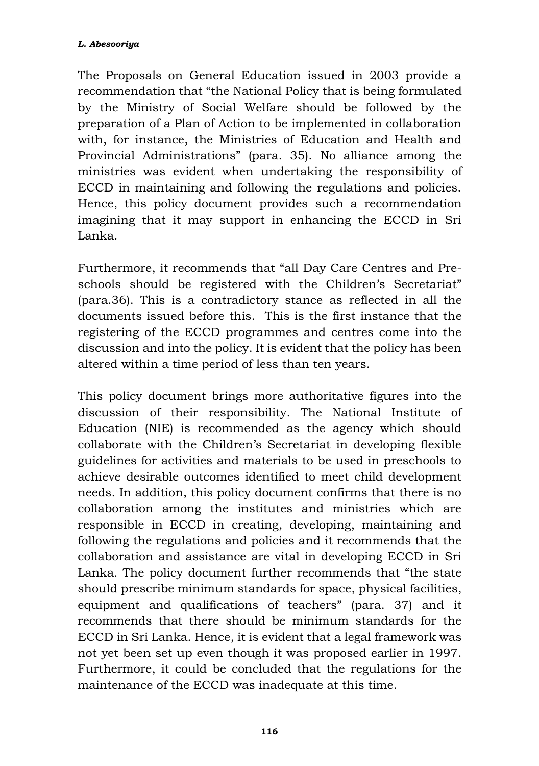The Proposals on General Education issued in 2003 provide a recommendation that "the National Policy that is being formulated by the Ministry of Social Welfare should be followed by the preparation of a Plan of Action to be implemented in collaboration with, for instance, the Ministries of Education and Health and Provincial Administrations" (para. 35). No alliance among the ministries was evident when undertaking the responsibility of ECCD in maintaining and following the regulations and policies. Hence, this policy document provides such a recommendation imagining that it may support in enhancing the ECCD in Sri Lanka.

Furthermore, it recommends that "all Day Care Centres and Pre-schools should be registered with the Children's Secretariat" (para.36). This is a contradictory stance as reflected in all the documents issued before this. This is the first instance that the registering of the ECCD programmes and centres come into the discussion and into the policy. It is evident that the policy has been altered within a time period of less than ten years.

This policy document brings more authoritative figures into the discussion of their responsibility. The National Institute of Education (NIE) is recommended as the agency which should collaborate with the Children's Secretariat in developing flexible guidelines for activities and materials to be used in preschools to achieve desirable outcomes identified to meet child development needs. In addition, this policy document confirms that there is no collaboration among the institutes and ministries which are responsible in ECCD in creating, developing, maintaining and following the regulations and policies and it recommends that the collaboration and assistance are vital in developing ECCD in Sri Lanka. The policy document further recommends that "the state should prescribe minimum standards for space, physical facilities, equipment and qualifications of teachers" (para. 37) and it recommends that there should be minimum standards for the ECCD in Sri Lanka. Hence, it is evident that a legal framework was not yet been set up even though it was proposed earlier in 1997. Furthermore, it could be concluded that the regulations for the maintenance of the ECCD was inadequate at this time.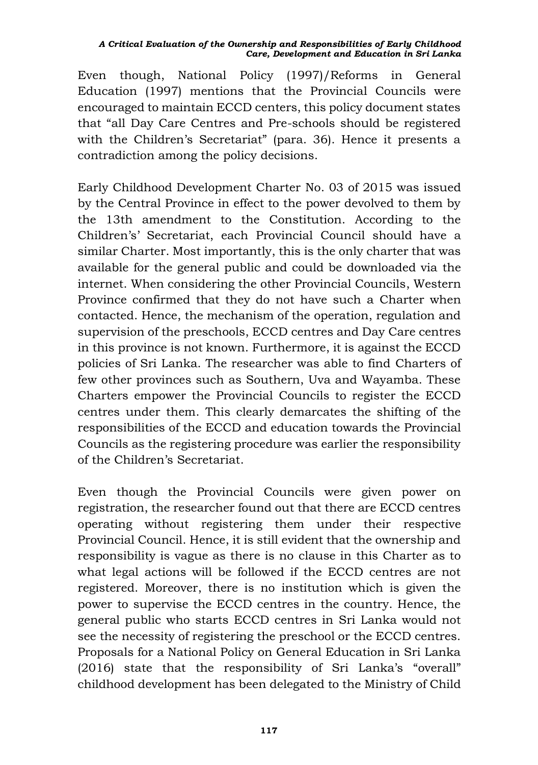Even though, National Policy (1997)/Reforms in General Education (1997) mentions that the Provincial Councils were encouraged to maintain ECCD centers, this policy document states that "all Day Care Centres and Pre-schools should be registered with the Children's Secretariat" (para. 36). Hence it presents a contradiction among the policy decisions.

Early Childhood Development Charter No. 03 of 2015 was issued by the Central Province in effect to the power devolved to them by the 13th amendment to the Constitution. According to the Children's' Secretariat, each Provincial Council should have a similar Charter. Most importantly, this is the only charter that was available for the general public and could be downloaded via the internet. When considering the other Provincial Councils, Western Province confirmed that they do not have such a Charter when contacted. Hence, the mechanism of the operation, regulation and supervision of the preschools, ECCD centres and Day Care centres in this province is not known. Furthermore, it is against the ECCD policies of Sri Lanka. The researcher was able to find Charters of few other provinces such as Southern, Uva and Wayamba. These Charters empower the Provincial Councils to register the ECCD centres under them. This clearly demarcates the shifting of the responsibilities of the ECCD and education towards the Provincial Councils as the registering procedure was earlier the responsibility of the Children's Secretariat.

Even though the Provincial Councils were given power on registration, the researcher found out that there are ECCD centres operating without registering them under their respective Provincial Council. Hence, it is still evident that the ownership and responsibility is vague as there is no clause in this Charter as to what legal actions will be followed if the ECCD centres are not registered. Moreover, there is no institution which is given the power to supervise the ECCD centres in the country. Hence, the general public who starts ECCD centres in Sri Lanka would not see the necessity of registering the preschool or the ECCD centres. Proposals for a National Policy on General Education in Sri Lanka (2016) state that the responsibility of Sri Lanka's "overall" childhood development has been delegated to the Ministry of Child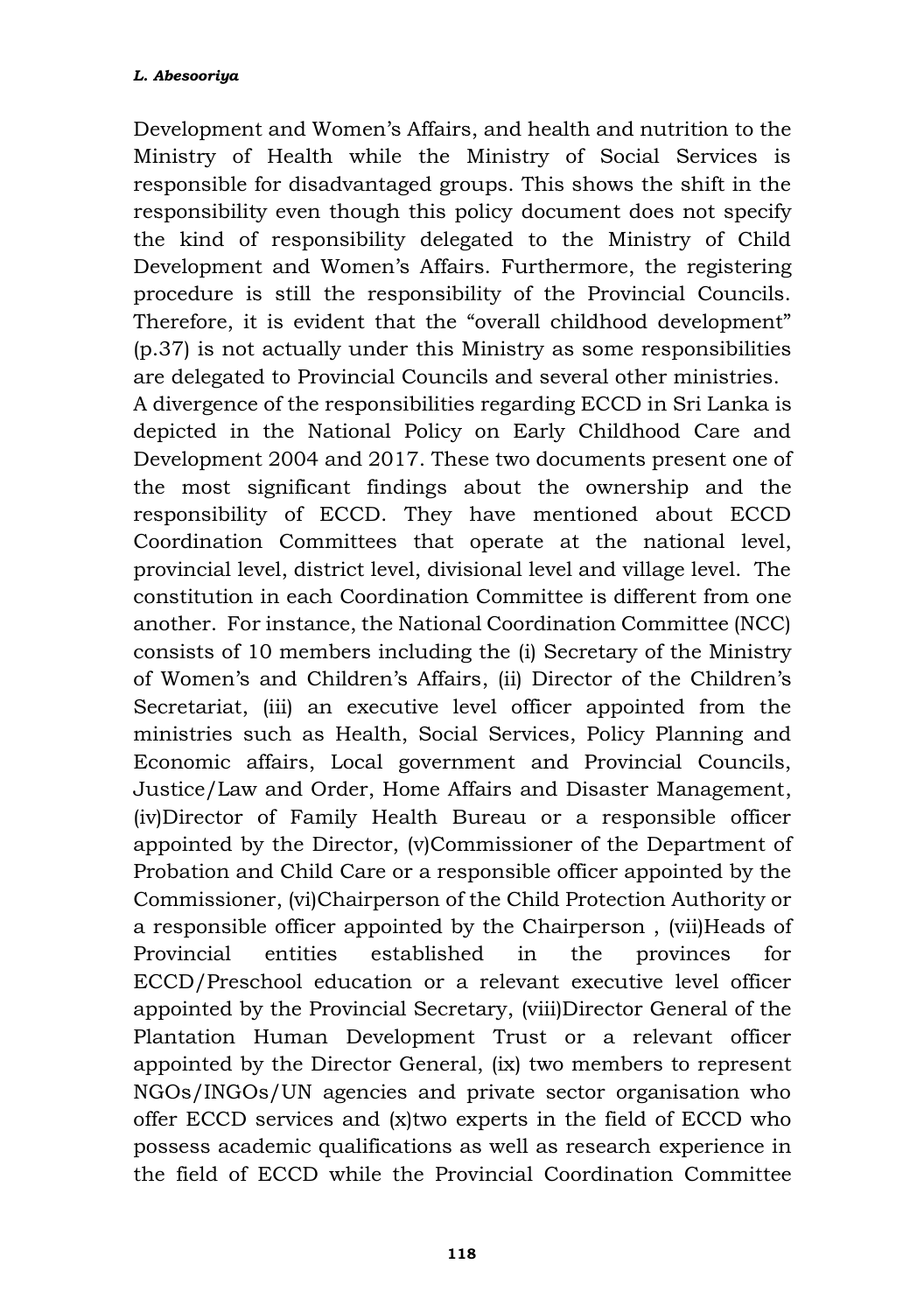Development and Women's Affairs, and health and nutrition to the Ministry of Health while the Ministry of Social Services is responsible for disadvantaged groups. This shows the shift in the responsibility even though this policy document does not specify the kind of responsibility delegated to the Ministry of Child Development and Women's Affairs. Furthermore, the registering procedure is still the responsibility of the Provincial Councils. Therefore, it is evident that the "overall childhood development" (p.37) is not actually under this Ministry as some responsibilities are delegated to Provincial Councils and several other ministries.

A divergence of the responsibilities regarding ECCD in Sri Lanka is depicted in the National Policy on Early Childhood Care and Development 2004 and 2017. These two documents present one of the most significant findings about the ownership and the responsibility of ECCD. They have mentioned about ECCD Coordination Committees that operate at the national level, provincial level, district level, divisional level and village level. The constitution in each Coordination Committee is different from one another. For instance, the National Coordination Committee (NCC) consists of 10 members including the (i) Secretary of the Ministry of Women's and Children's Affairs, (ii) Director of the Children's Secretariat, (iii) an executive level officer appointed from the ministries such as Health, Social Services, Policy Planning and Economic affairs, Local government and Provincial Councils, Justice/Law and Order, Home Affairs and Disaster Management, (iv)Director of Family Health Bureau or a responsible officer appointed by the Director, (v)Commissioner of the Department of Probation and Child Care or a responsible officer appointed by the Commissioner, (vi)Chairperson of the Child Protection Authority or a responsible officer appointed by the Chairperson , (vii)Heads of Provincial entities established in the provinces for ECCD/Preschool education or a relevant executive level officer appointed by the Provincial Secretary, (viii)Director General of the Plantation Human Development Trust or a relevant officer appointed by the Director General, (ix) two members to represent NGOs/INGOs/UN agencies and private sector organisation who offer ECCD services and (x)two experts in the field of ECCD who possess academic qualifications as well as research experience in the field of ECCD while the Provincial Coordination Committee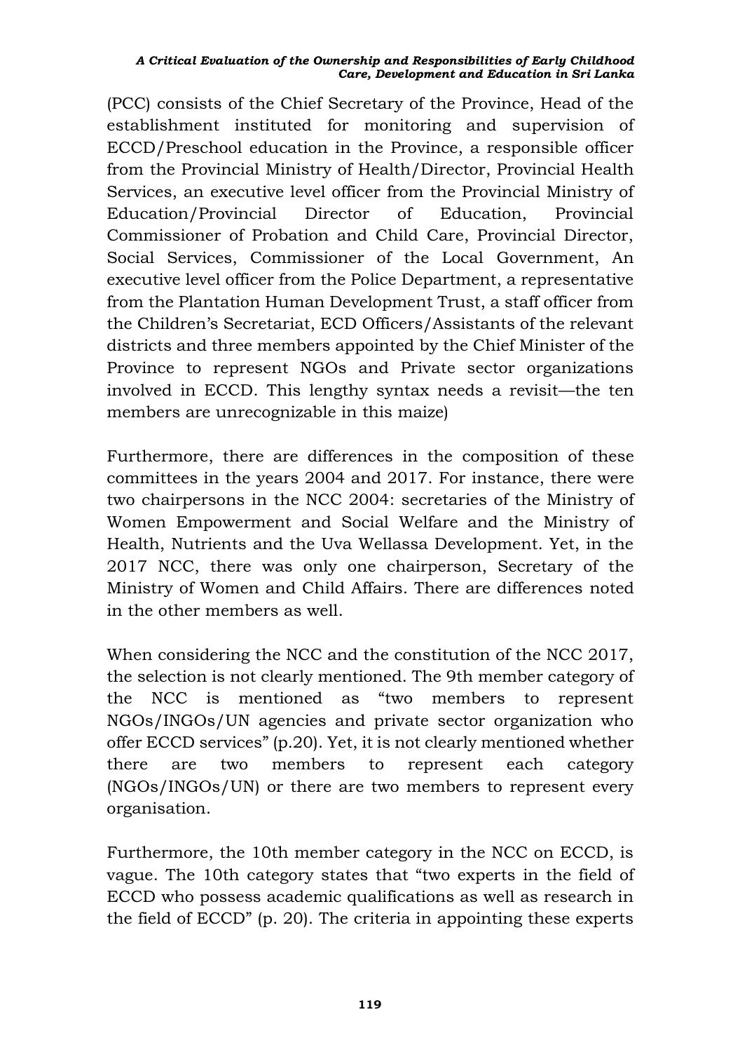(PCC) consists of the Chief Secretary of the Province, Head of the establishment instituted for monitoring and supervision of ECCD/Preschool education in the Province, a responsible officer from the Provincial Ministry of Health/Director, Provincial Health Services, an executive level officer from the Provincial Ministry of Education/Provincial Director of Education, Provincial Commissioner of Probation and Child Care, Provincial Director, Social Services, Commissioner of the Local Government, An executive level officer from the Police Department, a representative from the Plantation Human Development Trust, a staff officer from the Children's Secretariat, ECD Officers/Assistants of the relevant districts and three members appointed by the Chief Minister of the Province to represent NGOs and Private sector organizations involved in ECCD. This lengthy syntax needs a revisit—the ten members are unrecognizable in this maize)

Furthermore, there are differences in the composition of these committees in the years 2004 and 2017. For instance, there were two chairpersons in the NCC 2004: secretaries of the Ministry of Women Empowerment and Social Welfare and the Ministry of Health, Nutrients and the Uva Wellassa Development. Yet, in the 2017 NCC, there was only one chairperson, Secretary of the Ministry of Women and Child Affairs. There are differences noted in the other members as well.

When considering the NCC and the constitution of the NCC 2017, the selection is not clearly mentioned. The 9th member category of the NCC is mentioned as "two members to represent NGOs/INGOs/UN agencies and private sector organization who offer ECCD services" (p.20). Yet, it is not clearly mentioned whether there are two members to represent each category (NGOs/INGOs/UN) or there are two members to represent every organisation.

Furthermore, the 10th member category in the NCC on ECCD, is vague. The 10th category states that "two experts in the field of ECCD who possess academic qualifications as well as research in the field of ECCD" (p. 20). The criteria in appointing these experts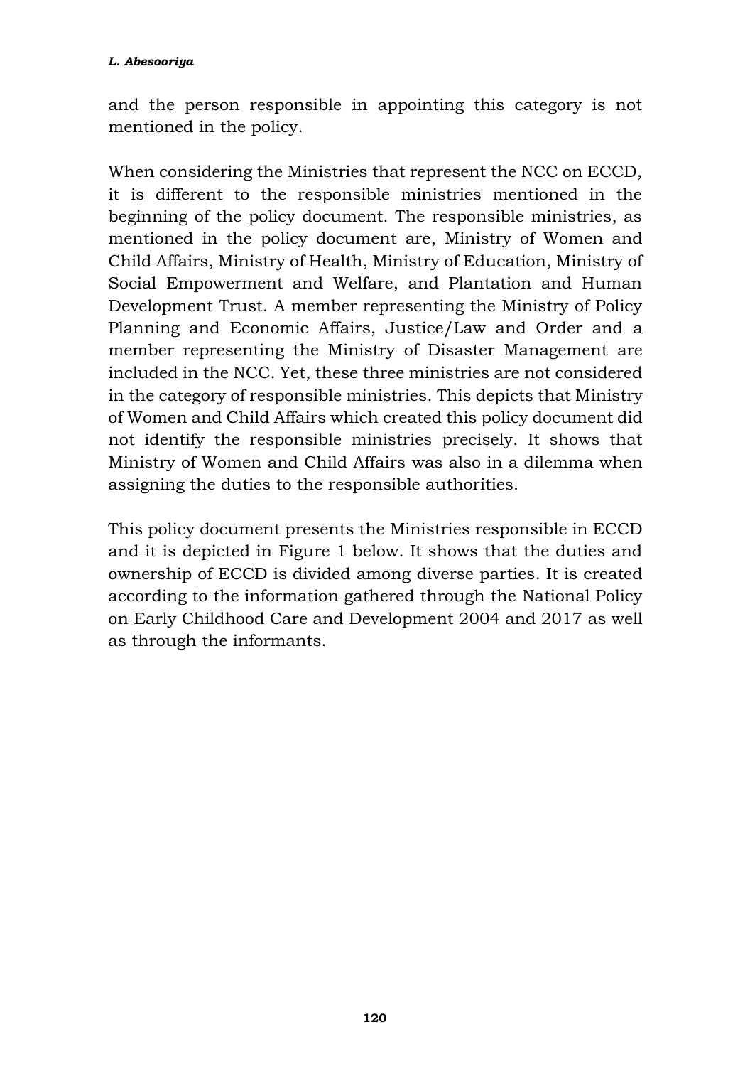and the person responsible in appointing this category is not mentioned in the policy.

When considering the Ministries that represent the NCC on ECCD, it is different to the responsible ministries mentioned in the beginning of the policy document. The responsible ministries, as mentioned in the policy document are, Ministry of Women and Child Affairs, Ministry of Health, Ministry of Education, Ministry of Social Empowerment and Welfare, and Plantation and Human Development Trust. A member representing the Ministry of Policy Planning and Economic Affairs, Justice/Law and Order and a member representing the Ministry of Disaster Management are included in the NCC. Yet, these three ministries are not considered in the category of responsible ministries. This depicts that Ministry of Women and Child Affairs which created this policy document did not identify the responsible ministries precisely. It shows that Ministry of Women and Child Affairs was also in a dilemma when assigning the duties to the responsible authorities.

This policy document presents the Ministries responsible in ECCD and it is depicted in Figure 1 below. It shows that the duties and ownership of ECCD is divided among diverse parties. It is created according to the information gathered through the National Policy on Early Childhood Care and Development 2004 and 2017 as well as through the informants.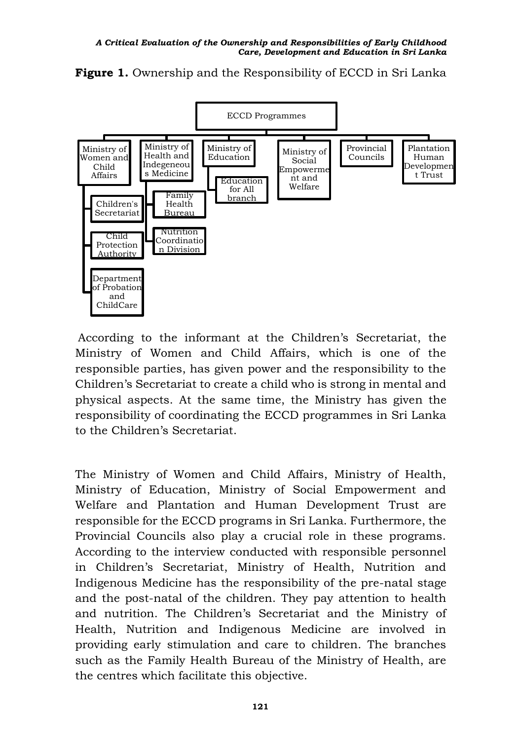**Figure 1.** Ownership and the Responsibility of ECCD in Sri Lanka

- ECCD Programmes
  - Ministry of Women and Child Affairs
    - Children's Secretariat
    - Child Protection Authority
    - Department of Probation and ChildCare
  - Ministry of Health and Indegeneous Medicine
    - Family Health Bureau
    - Nutrition Coordination Division
  - Ministry of Education
    - Education for All branch
  - Ministry of Social Empowerment and Welfare
  - Provincial Councils
  - Plantation Human Development Trust

According to the informant at the Children's Secretariat, the Ministry of Women and Child Affairs, which is one of the responsible parties, has given power and the responsibility to the Children's Secretariat to create a child who is strong in mental and physical aspects. At the same time, the Ministry has given the responsibility of coordinating the ECCD programmes in Sri Lanka to the Children's Secretariat.

The Ministry of Women and Child Affairs, Ministry of Health, Ministry of Education, Ministry of Social Empowerment and Welfare and Plantation and Human Development Trust are responsible for the ECCD programs in Sri Lanka. Furthermore, the Provincial Councils also play a crucial role in these programs. According to the interview conducted with responsible personnel in Children's Secretariat, Ministry of Health, Nutrition and Indigenous Medicine has the responsibility of the pre-natal stage and the post-natal of the children. They pay attention to health and nutrition. The Children's Secretariat and the Ministry of Health, Nutrition and Indigenous Medicine are involved in providing early stimulation and care to children. The branches such as the Family Health Bureau of the Ministry of Health, are the centres which facilitate this objective.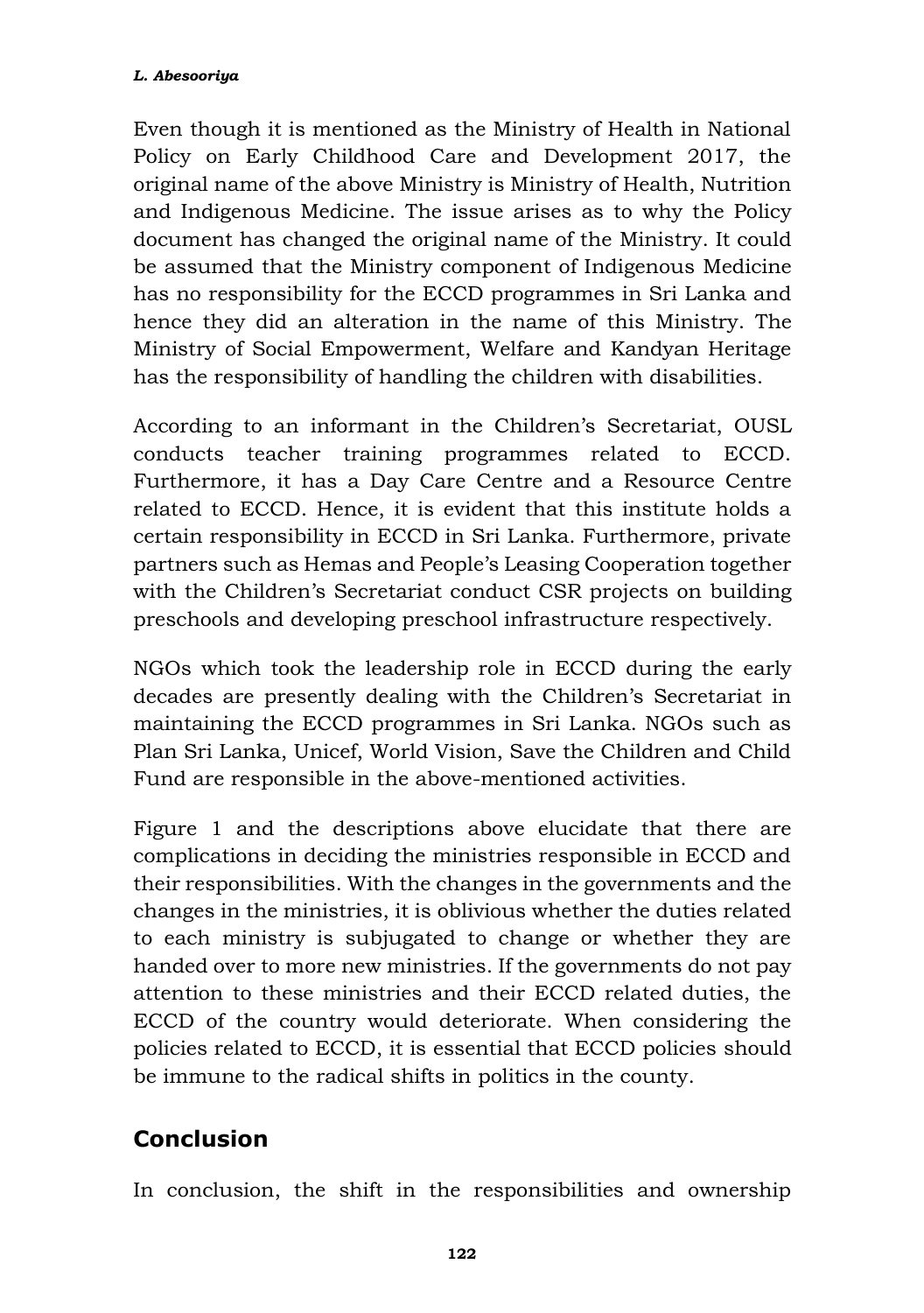Even though it is mentioned as the Ministry of Health in National Policy on Early Childhood Care and Development 2017, the original name of the above Ministry is Ministry of Health, Nutrition and Indigenous Medicine. The issue arises as to why the Policy document has changed the original name of the Ministry. It could be assumed that the Ministry component of Indigenous Medicine has no responsibility for the ECCD programmes in Sri Lanka and hence they did an alteration in the name of this Ministry. The Ministry of Social Empowerment, Welfare and Kandyan Heritage has the responsibility of handling the children with disabilities.

According to an informant in the Children's Secretariat, OUSL conducts teacher training programmes related to ECCD. Furthermore, it has a Day Care Centre and a Resource Centre related to ECCD. Hence, it is evident that this institute holds a certain responsibility in ECCD in Sri Lanka. Furthermore, private partners such as Hemas and People's Leasing Cooperation together with the Children's Secretariat conduct CSR projects on building preschools and developing preschool infrastructure respectively.

NGOs which took the leadership role in ECCD during the early decades are presently dealing with the Children's Secretariat in maintaining the ECCD programmes in Sri Lanka. NGOs such as Plan Sri Lanka, Unicef, World Vision, Save the Children and Child Fund are responsible in the above-mentioned activities.

Figure 1 and the descriptions above elucidate that there are complications in deciding the ministries responsible in ECCD and their responsibilities. With the changes in the governments and the changes in the ministries, it is oblivious whether the duties related to each ministry is subjugated to change or whether they are handed over to more new ministries. If the governments do not pay attention to these ministries and their ECCD related duties, the ECCD of the country would deteriorate. When considering the policies related to ECCD, it is essential that ECCD policies should be immune to the radical shifts in politics in the county.

## Conclusion

In conclusion, the shift in the responsibilities and ownership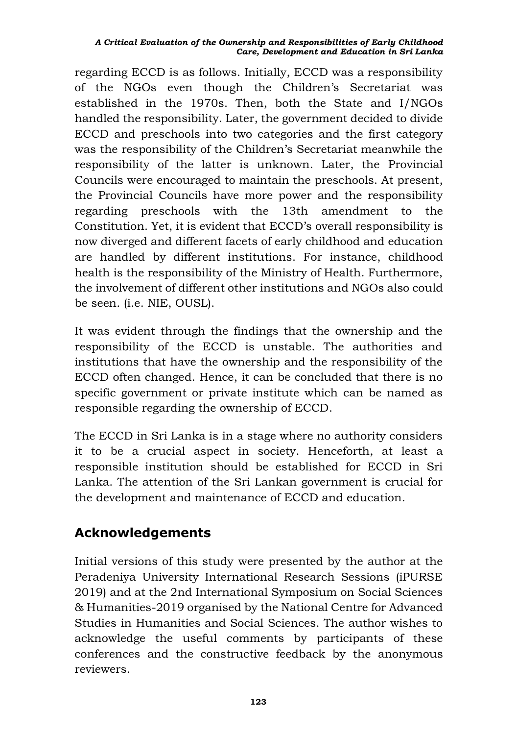regarding ECCD is as follows. Initially, ECCD was a responsibility of the NGOs even though the Children's Secretariat was established in the 1970s. Then, both the State and I/NGOs handled the responsibility. Later, the government decided to divide ECCD and preschools into two categories and the first category was the responsibility of the Children's Secretariat meanwhile the responsibility of the latter is unknown. Later, the Provincial Councils were encouraged to maintain the preschools. At present, the Provincial Councils have more power and the responsibility regarding preschools with the 13th amendment to the Constitution. Yet, it is evident that ECCD's overall responsibility is now diverged and different facets of early childhood and education are handled by different institutions. For instance, childhood health is the responsibility of the Ministry of Health. Furthermore, the involvement of different other institutions and NGOs also could be seen. (i.e. NIE, OUSL).

It was evident through the findings that the ownership and the responsibility of the ECCD is unstable. The authorities and institutions that have the ownership and the responsibility of the ECCD often changed. Hence, it can be concluded that there is no specific government or private institute which can be named as responsible regarding the ownership of ECCD.

The ECCD in Sri Lanka is in a stage where no authority considers it to be a crucial aspect in society. Henceforth, at least a responsible institution should be established for ECCD in Sri Lanka. The attention of the Sri Lankan government is crucial for the development and maintenance of ECCD and education.

## Acknowledgements

Initial versions of this study were presented by the author at the Peradeniya University International Research Sessions (iPURSE 2019) and at the 2nd International Symposium on Social Sciences & Humanities-2019 organised by the National Centre for Advanced Studies in Humanities and Social Sciences. The author wishes to acknowledge the useful comments by participants of these conferences and the constructive feedback by the anonymous reviewers.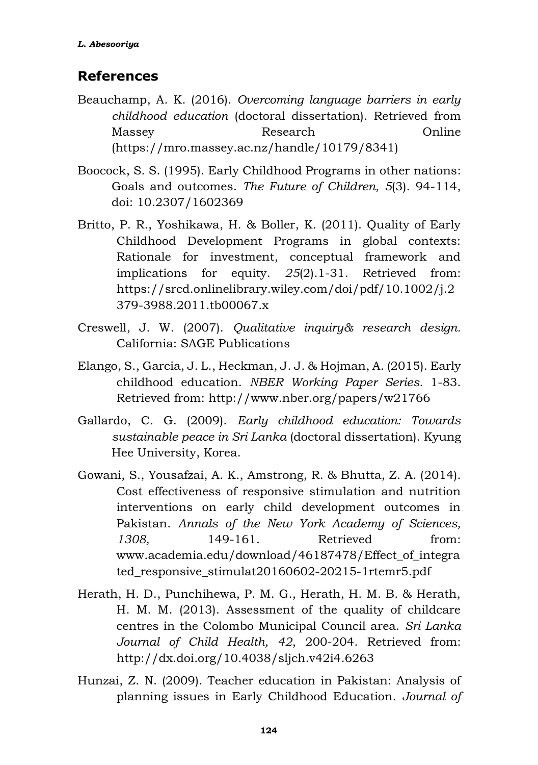## References

Beauchamp, A. K. (2016). *Overcoming language barriers in early childhood education* (doctoral dissertation). Retrieved from Massey Research Online (https://mro.massey.ac.nz/handle/10179/8341)

Boocock, S. S. (1995). Early Childhood Programs in other nations: Goals and outcomes. *The Future of Children, 5*(3). 94-114, doi: 10.2307/1602369

Britto, P. R., Yoshikawa, H. & Boller, K. (2011). Quality of Early Childhood Development Programs in global contexts: Rationale for investment, conceptual framework and implications for equity. *25*(2).1-31. Retrieved from: https://srcd.onlinelibrary.wiley.com/doi/pdf/10.1002/j.2379-3988.2011.tb00067.x

Creswell, J. W. (2007). *Qualitative inquiry& research design.* California: SAGE Publications

Elango, S., Garcia, J. L., Heckman, J. J. & Hojman, A. (2015). Early childhood education. *NBER Working Paper Series.* 1-83. Retrieved from: http://www.nber.org/papers/w21766

Gallardo, C. G. (2009). *Early childhood education: Towards sustainable peace in Sri Lanka* (doctoral dissertation). Kyung Hee University, Korea.

Gowani, S., Yousafzai, A. K., Amstrong, R. & Bhutta, Z. A. (2014). Cost effectiveness of responsive stimulation and nutrition interventions on early child development outcomes in Pakistan. *Annals of the New York Academy of Sciences, 1308,* 149-161. Retrieved from: www.academia.edu/download/46187478/Effect_of_integrated_responsive_stimulat20160602-20215-1rtemr5.pdf

Herath, H. D., Punchihewa, P. M. G., Herath, H. M. B. & Herath, H. M. M. (2013). Assessment of the quality of childcare centres in the Colombo Municipal Council area. *Sri Lanka Journal of Child Health, 42*, 200-204. Retrieved from: http://dx.doi.org/10.4038/sljch.v42i4.6263

Hunzai, Z. N. (2009). Teacher education in Pakistan: Analysis of planning issues in Early Childhood Education. *Journal of*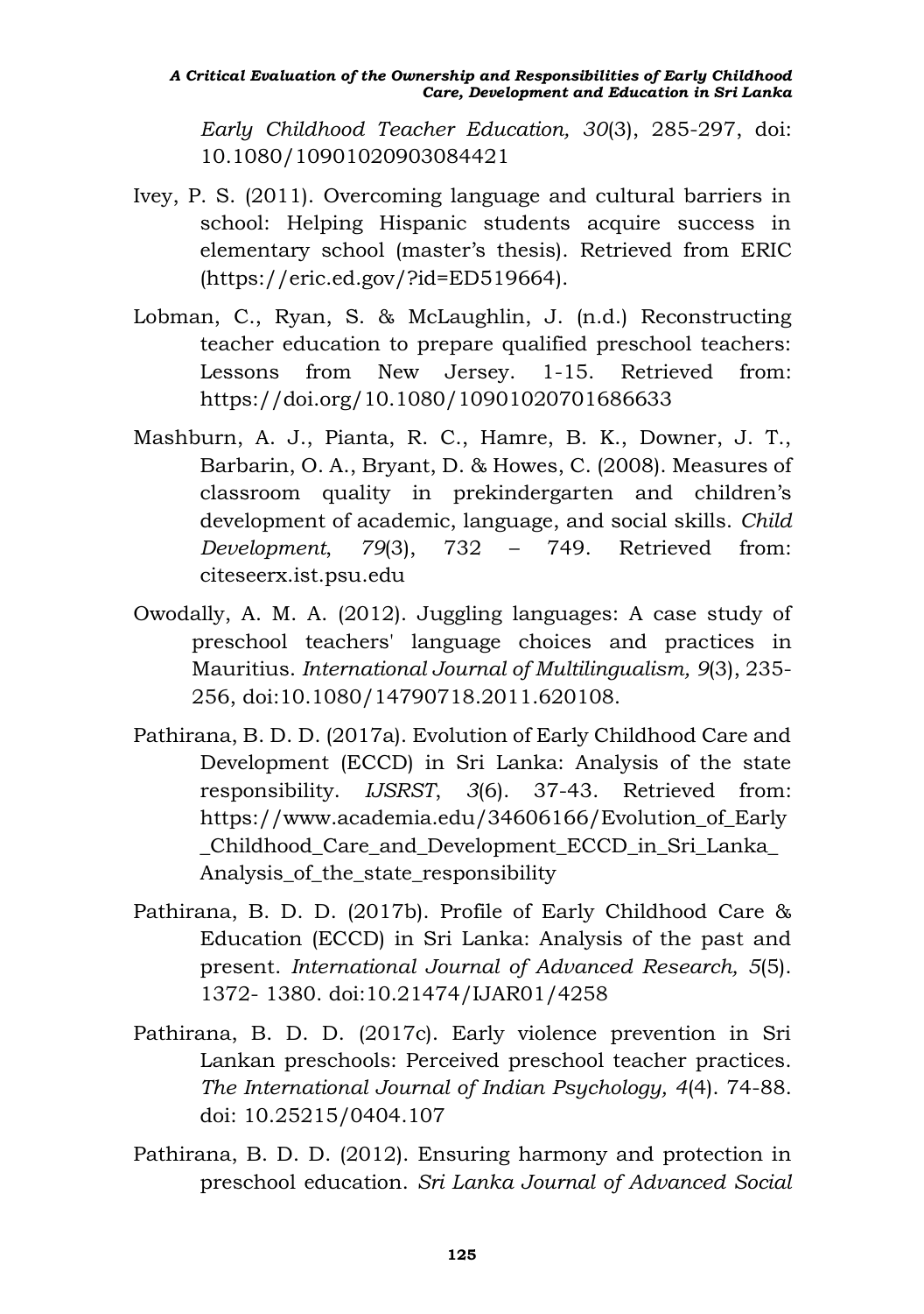*Early Childhood Teacher Education, 30*(3), 285-297, doi: 10.1080/10901020903084421

Ivey, P. S. (2011). Overcoming language and cultural barriers in school: Helping Hispanic students acquire success in elementary school (master's thesis). Retrieved from ERIC (https://eric.ed.gov/?id=ED519664).

Lobman, C., Ryan, S. & McLaughlin, J. (n.d.) Reconstructing teacher education to prepare qualified preschool teachers: Lessons from New Jersey. 1-15. Retrieved from: https://doi.org/10.1080/10901020701686633

Mashburn, A. J., Pianta, R. C., Hamre, B. K., Downer, J. T., Barbarin, O. A., Bryant, D. & Howes, C. (2008). Measures of classroom quality in prekindergarten and children's development of academic, language, and social skills. *Child Development*, *79*(3), 732 – 749. Retrieved from: citeseerx.ist.psu.edu

Owodally, A. M. A. (2012). Juggling languages: A case study of preschool teachers' language choices and practices in Mauritius. *International Journal of Multilingualism, 9*(3), 235-256, doi:10.1080/14790718.2011.620108.

Pathirana, B. D. D. (2017a). Evolution of Early Childhood Care and Development (ECCD) in Sri Lanka: Analysis of the state responsibility. *IJSRST*, *3*(6). 37-43. Retrieved from: https://www.academia.edu/34606166/Evolution_of_Early_Childhood_Care_and_Development_ECCD_in_Sri_Lanka_Analysis_of_the_state_responsibility

Pathirana, B. D. D. (2017b). Profile of Early Childhood Care & Education (ECCD) in Sri Lanka: Analysis of the past and present. *International Journal of Advanced Research, 5*(5). 1372- 1380. doi:10.21474/IJAR01/4258

Pathirana, B. D. D. (2017c). Early violence prevention in Sri Lankan preschools: Perceived preschool teacher practices. *The International Journal of Indian Psychology, 4*(4). 74-88. doi: 10.25215/0404.107

Pathirana, B. D. D. (2012). Ensuring harmony and protection in preschool education. *Sri Lanka Journal of Advanced Social*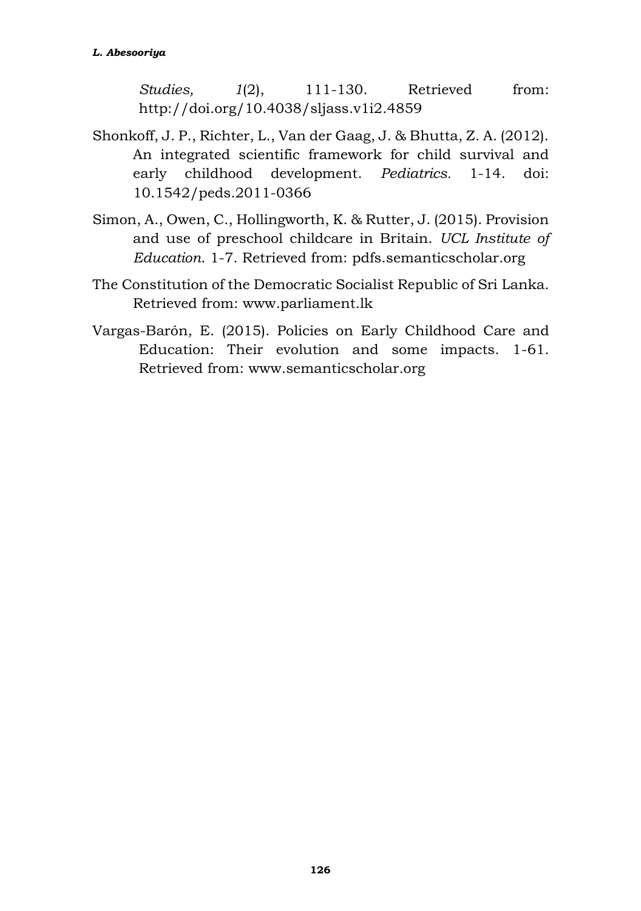*Studies, 1*(2), 111-130. Retrieved from: http://doi.org/10.4038/sljass.v1i2.4859

Shonkoff, J. P., Richter, L., Van der Gaag, J. & Bhutta, Z. A. (2012). An integrated scientific framework for child survival and early childhood development. *Pediatrics.* 1-14. doi: 10.1542/peds.2011-0366

Simon, A., Owen, C., Hollingworth, K. & Rutter, J. (2015). Provision and use of preschool childcare in Britain. *UCL Institute of Education.* 1-7. Retrieved from: pdfs.semanticscholar.org

The Constitution of the Democratic Socialist Republic of Sri Lanka. Retrieved from: www.parliament.lk

Vargas-Barón, E. (2015). Policies on Early Childhood Care and Education: Their evolution and some impacts. 1-61. Retrieved from: www.semanticscholar.org